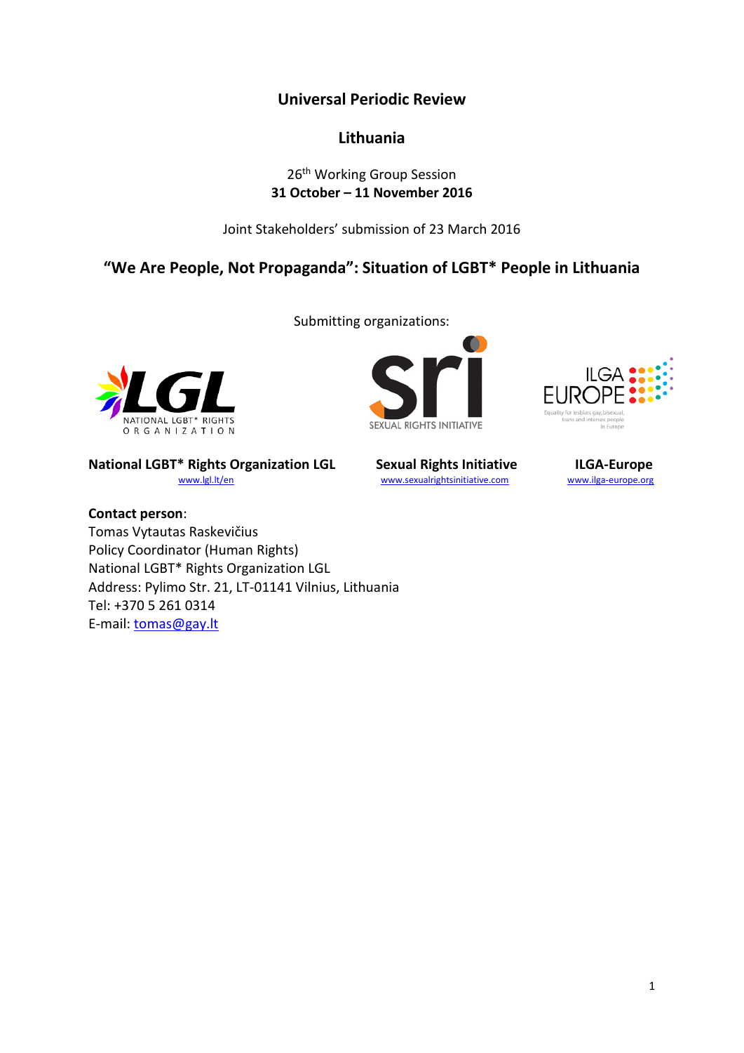# Universal Periodic Review

## Lithuania

26th Working Group Session
**31 October – 11 November 2016**

Joint Stakeholders' submission of 23 March 2016

## "We Are People, Not Propaganda": Situation of LGBT* People in Lithuania

Submitting organizations:

| National LGBT* Rights Organization LGL | Sexual Rights Initiative | ILGA-Europe |
| --- | --- | --- |
| www.lgl.lt/en | www.sexualrightsinitiative.com | www.ilga-europe.org |

**Contact person**:
Tomas Vytautas Raskevičius
Policy Coordinator (Human Rights)
National LGBT* Rights Organization LGL
Address: Pylimo Str. 21, LT-01141 Vilnius, Lithuania
Tel: +370 5 261 0314
E-mail: tomas@gay.lt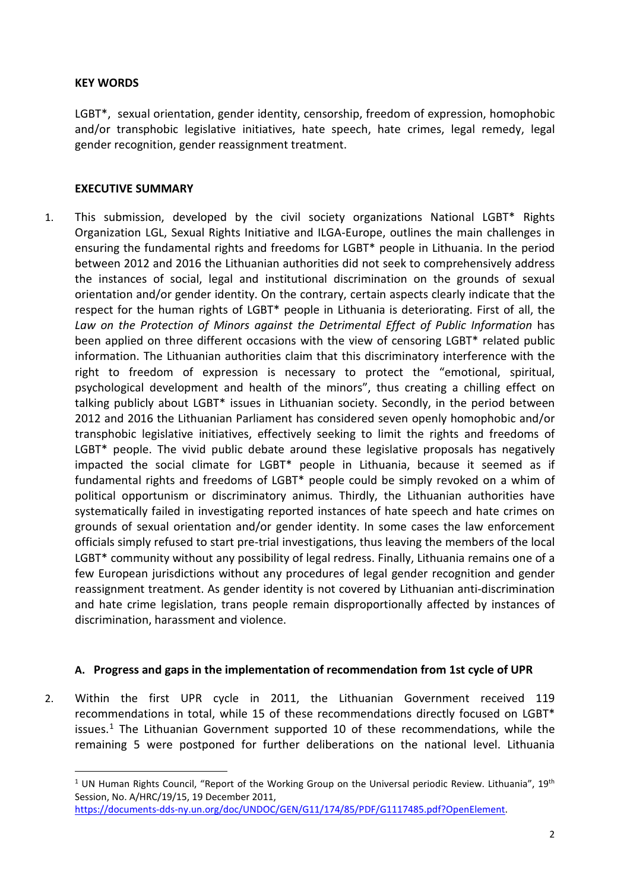**KEY WORDS**

LGBT*, sexual orientation, gender identity, censorship, freedom of expression, homophobic and/or transphobic legislative initiatives, hate speech, hate crimes, legal remedy, legal gender recognition, gender reassignment treatment.

**EXECUTIVE SUMMARY**

1. This submission, developed by the civil society organizations National LGBT* Rights Organization LGL, Sexual Rights Initiative and ILGA-Europe, outlines the main challenges in ensuring the fundamental rights and freedoms for LGBT* people in Lithuania. In the period between 2012 and 2016 the Lithuanian authorities did not seek to comprehensively address the instances of social, legal and institutional discrimination on the grounds of sexual orientation and/or gender identity. On the contrary, certain aspects clearly indicate that the respect for the human rights of LGBT* people in Lithuania is deteriorating. First of all, the *Law on the Protection of Minors against the Detrimental Effect of Public Information* has been applied on three different occasions with the view of censoring LGBT* related public information. The Lithuanian authorities claim that this discriminatory interference with the right to freedom of expression is necessary to protect the "emotional, spiritual, psychological development and health of the minors", thus creating a chilling effect on talking publicly about LGBT* issues in Lithuanian society. Secondly, in the period between 2012 and 2016 the Lithuanian Parliament has considered seven openly homophobic and/or transphobic legislative initiatives, effectively seeking to limit the rights and freedoms of LGBT* people. The vivid public debate around these legislative proposals has negatively impacted the social climate for LGBT* people in Lithuania, because it seemed as if fundamental rights and freedoms of LGBT* people could be simply revoked on a whim of political opportunism or discriminatory animus. Thirdly, the Lithuanian authorities have systematically failed in investigating reported instances of hate speech and hate crimes on grounds of sexual orientation and/or gender identity. In some cases the law enforcement officials simply refused to start pre-trial investigations, thus leaving the members of the local LGBT* community without any possibility of legal redress. Finally, Lithuania remains one of a few European jurisdictions without any procedures of legal gender recognition and gender reassignment treatment. As gender identity is not covered by Lithuanian anti-discrimination and hate crime legislation, trans people remain disproportionally affected by instances of discrimination, harassment and violence.

### A. Progress and gaps in the implementation of recommendation from 1st cycle of UPR

2. Within the first UPR cycle in 2011, the Lithuanian Government received 119 recommendations in total, while 15 of these recommendations directly focused on LGBT* issues.[1] The Lithuanian Government supported 10 of these recommendations, while the remaining 5 were postponed for further deliberations on the national level. Lithuania

[1] UN Human Rights Council, "Report of the Working Group on the Universal periodic Review. Lithuania", 19th Session, No. A/HRC/19/15, 19 December 2011, https://documents-dds-ny.un.org/doc/UNDOC/GEN/G11/174/85/PDF/G1117485.pdf?OpenElement.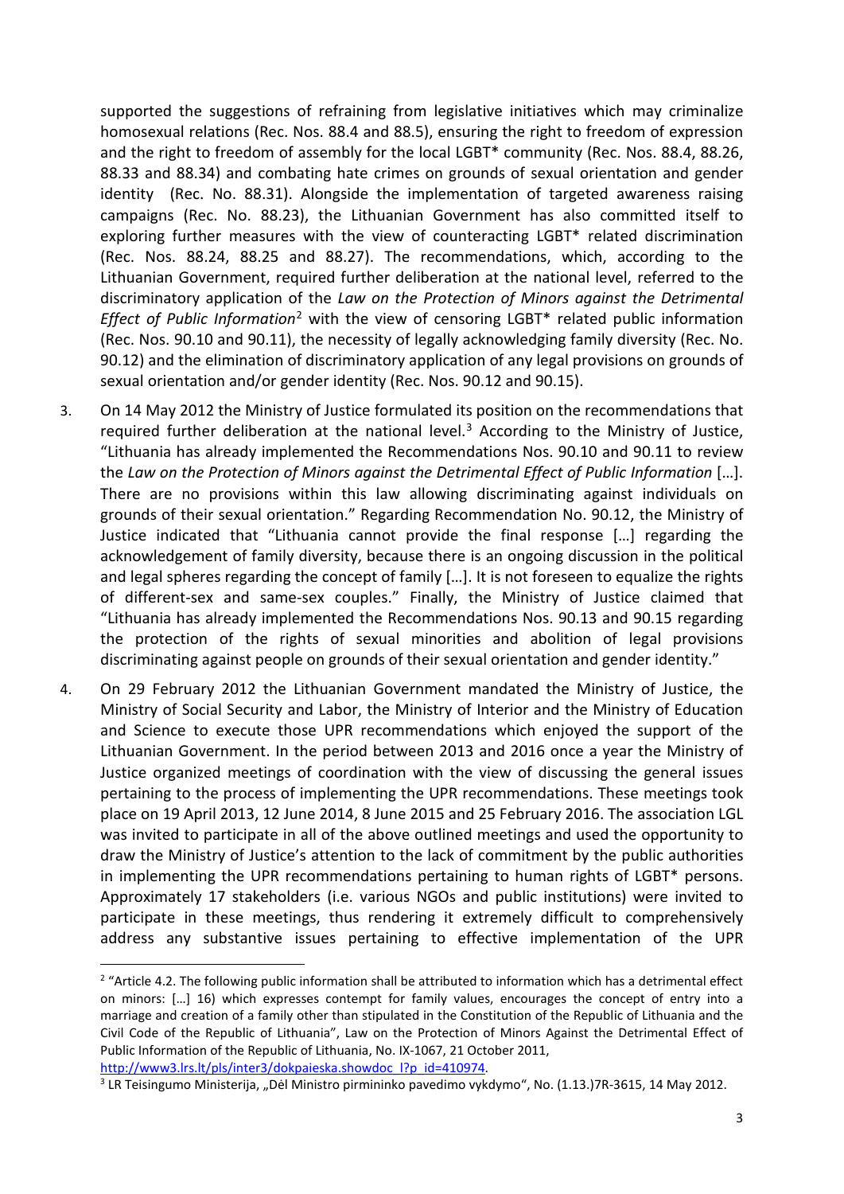supported the suggestions of refraining from legislative initiatives which may criminalize homosexual relations (Rec. Nos. 88.4 and 88.5), ensuring the right to freedom of expression and the right to freedom of assembly for the local LGBT* community (Rec. Nos. 88.4, 88.26, 88.33 and 88.34) and combating hate crimes on grounds of sexual orientation and gender identity (Rec. No. 88.31). Alongside the implementation of targeted awareness raising campaigns (Rec. No. 88.23), the Lithuanian Government has also committed itself to exploring further measures with the view of counteracting LGBT* related discrimination (Rec. Nos. 88.24, 88.25 and 88.27). The recommendations, which, according to the Lithuanian Government, required further deliberation at the national level, referred to the discriminatory application of the *Law on the Protection of Minors against the Detrimental Effect of Public Information*[2] with the view of censoring LGBT* related public information (Rec. Nos. 90.10 and 90.11), the necessity of legally acknowledging family diversity (Rec. No. 90.12) and the elimination of discriminatory application of any legal provisions on grounds of sexual orientation and/or gender identity (Rec. Nos. 90.12 and 90.15).

3. On 14 May 2012 the Ministry of Justice formulated its position on the recommendations that required further deliberation at the national level.[3] According to the Ministry of Justice, "Lithuania has already implemented the Recommendations Nos. 90.10 and 90.11 to review the *Law on the Protection of Minors against the Detrimental Effect of Public Information* […]. There are no provisions within this law allowing discriminating against individuals on grounds of their sexual orientation." Regarding Recommendation No. 90.12, the Ministry of Justice indicated that "Lithuania cannot provide the final response […] regarding the acknowledgement of family diversity, because there is an ongoing discussion in the political and legal spheres regarding the concept of family […]. It is not foreseen to equalize the rights of different-sex and same-sex couples." Finally, the Ministry of Justice claimed that "Lithuania has already implemented the Recommendations Nos. 90.13 and 90.15 regarding the protection of the rights of sexual minorities and abolition of legal provisions discriminating against people on grounds of their sexual orientation and gender identity."

4. On 29 February 2012 the Lithuanian Government mandated the Ministry of Justice, the Ministry of Social Security and Labor, the Ministry of Interior and the Ministry of Education and Science to execute those UPR recommendations which enjoyed the support of the Lithuanian Government. In the period between 2013 and 2016 once a year the Ministry of Justice organized meetings of coordination with the view of discussing the general issues pertaining to the process of implementing the UPR recommendations. These meetings took place on 19 April 2013, 12 June 2014, 8 June 2015 and 25 February 2016. The association LGL was invited to participate in all of the above outlined meetings and used the opportunity to draw the Ministry of Justice's attention to the lack of commitment by the public authorities in implementing the UPR recommendations pertaining to human rights of LGBT* persons. Approximately 17 stakeholders (i.e. various NGOs and public institutions) were invited to participate in these meetings, thus rendering it extremely difficult to comprehensively address any substantive issues pertaining to effective implementation of the UPR

---

[2] "Article 4.2. The following public information shall be attributed to information which has a detrimental effect on minors: […] 16) which expresses contempt for family values, encourages the concept of entry into a marriage and creation of a family other than stipulated in the Constitution of the Republic of Lithuania and the Civil Code of the Republic of Lithuania", Law on the Protection of Minors Against the Detrimental Effect of Public Information of the Republic of Lithuania, No. IX-1067, 21 October 2011, http://www3.lrs.lt/pls/inter3/dokpaieska.showdoc_l?p_id=410974.

[3] LR Teisingumo Ministerija, „Dėl Ministro pirmininko pavedimo vykdymo", No. (1.13.)7R-3615, 14 May 2012.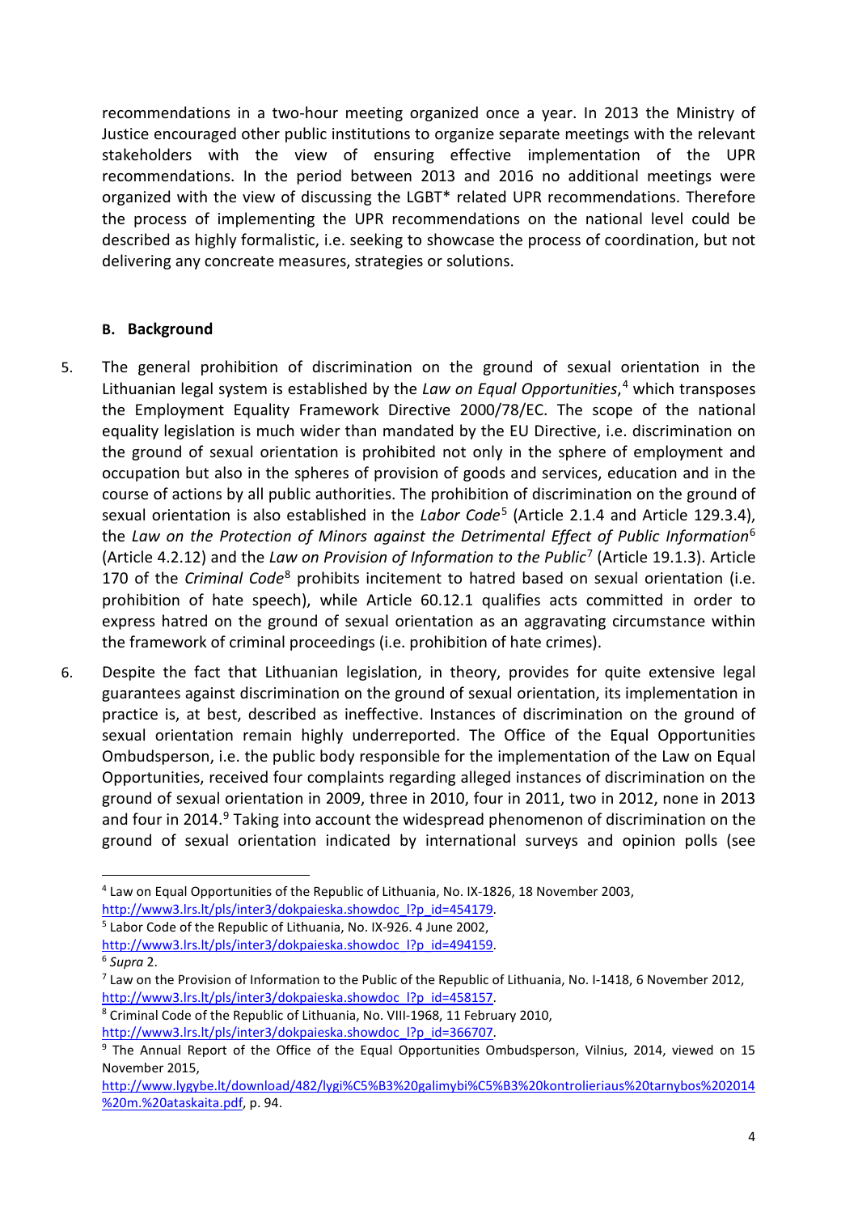recommendations in a two-hour meeting organized once a year. In 2013 the Ministry of Justice encouraged other public institutions to organize separate meetings with the relevant stakeholders with the view of ensuring effective implementation of the UPR recommendations. In the period between 2013 and 2016 no additional meetings were organized with the view of discussing the LGBT* related UPR recommendations. Therefore the process of implementing the UPR recommendations on the national level could be described as highly formalistic, i.e. seeking to showcase the process of coordination, but not delivering any concreate measures, strategies or solutions.

### B. Background

5. The general prohibition of discrimination on the ground of sexual orientation in the Lithuanian legal system is established by the *Law on Equal Opportunities*,[4] which transposes the Employment Equality Framework Directive 2000/78/EC. The scope of the national equality legislation is much wider than mandated by the EU Directive, i.e. discrimination on the ground of sexual orientation is prohibited not only in the sphere of employment and occupation but also in the spheres of provision of goods and services, education and in the course of actions by all public authorities. The prohibition of discrimination on the ground of sexual orientation is also established in the *Labor Code*[5] (Article 2.1.4 and Article 129.3.4), the *Law on the Protection of Minors against the Detrimental Effect of Public Information*[6] (Article 4.2.12) and the *Law on Provision of Information to the Public*[7] (Article 19.1.3). Article 170 of the *Criminal Code*[8] prohibits incitement to hatred based on sexual orientation (i.e. prohibition of hate speech), while Article 60.12.1 qualifies acts committed in order to express hatred on the ground of sexual orientation as an aggravating circumstance within the framework of criminal proceedings (i.e. prohibition of hate crimes).

6. Despite the fact that Lithuanian legislation, in theory, provides for quite extensive legal guarantees against discrimination on the ground of sexual orientation, its implementation in practice is, at best, described as ineffective. Instances of discrimination on the ground of sexual orientation remain highly underreported. The Office of the Equal Opportunities Ombudsperson, i.e. the public body responsible for the implementation of the Law on Equal Opportunities, received four complaints regarding alleged instances of discrimination on the ground of sexual orientation in 2009, three in 2010, four in 2011, two in 2012, none in 2013 and four in 2014.[9] Taking into account the widespread phenomenon of discrimination on the ground of sexual orientation indicated by international surveys and opinion polls (see

---

[4] Law on Equal Opportunities of the Republic of Lithuania, No. IX-1826, 18 November 2003, http://www3.lrs.lt/pls/inter3/dokpaieska.showdoc_l?p_id=454179.

[5] Labor Code of the Republic of Lithuania, No. IX-926. 4 June 2002, http://www3.lrs.lt/pls/inter3/dokpaieska.showdoc_l?p_id=494159.

[6] *Supra* 2.

[7] Law on the Provision of Information to the Public of the Republic of Lithuania, No. I-1418, 6 November 2012, http://www3.lrs.lt/pls/inter3/dokpaieska.showdoc_l?p_id=458157.

[8] Criminal Code of the Republic of Lithuania, No. VIII-1968, 11 February 2010, http://www3.lrs.lt/pls/inter3/dokpaieska.showdoc_l?p_id=366707.

[9] The Annual Report of the Office of the Equal Opportunities Ombudsperson, Vilnius, 2014, viewed on 15 November 2015, http://www.lygybe.lt/download/482/lygi%C5%B3%20galimybi%C5%B3%20kontrolieriaus%20tarnybos%202014%20m.%20ataskaita.pdf, p. 94.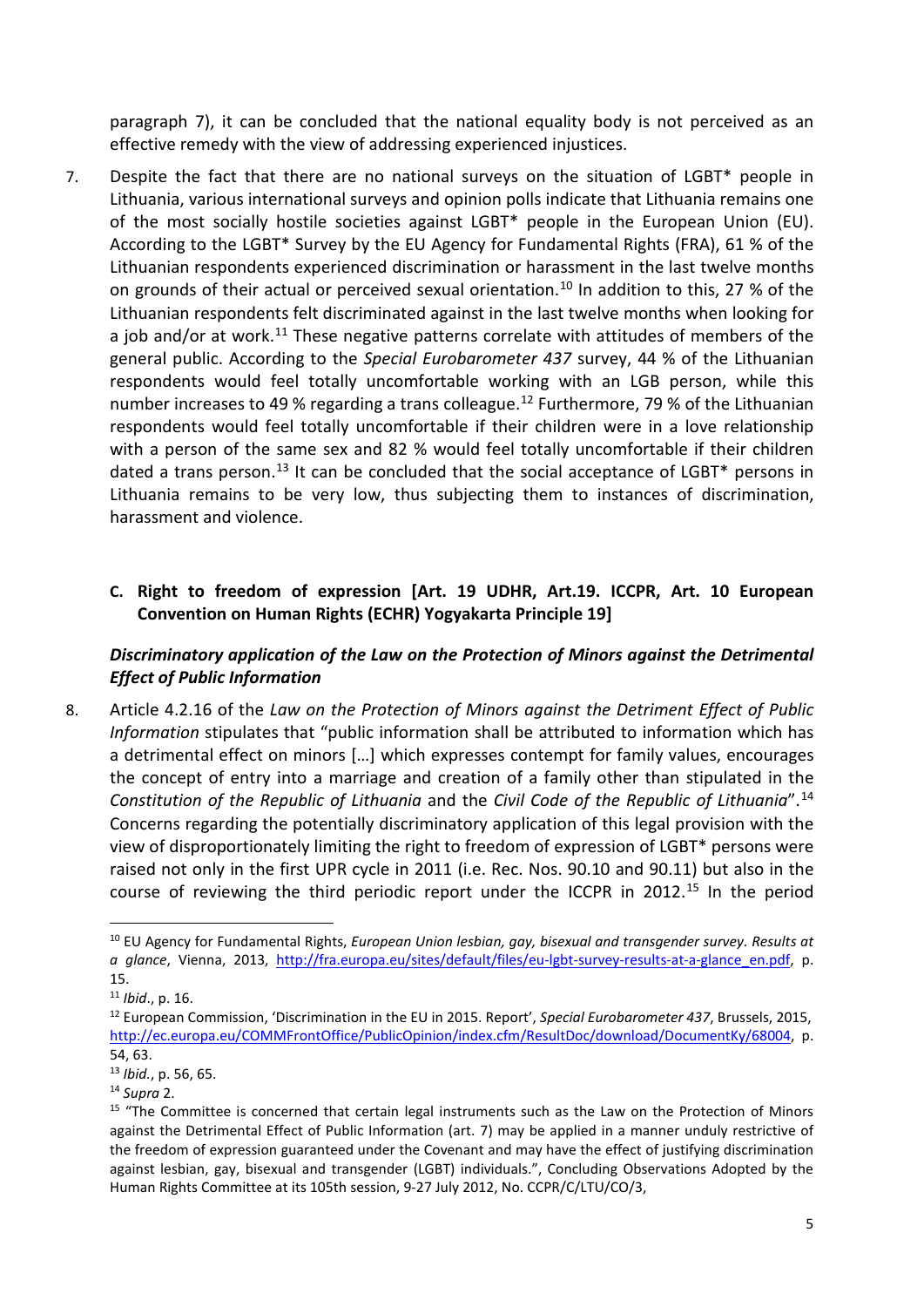paragraph 7), it can be concluded that the national equality body is not perceived as an effective remedy with the view of addressing experienced injustices.

7. Despite the fact that there are no national surveys on the situation of LGBT* people in Lithuania, various international surveys and opinion polls indicate that Lithuania remains one of the most socially hostile societies against LGBT* people in the European Union (EU). According to the LGBT* Survey by the EU Agency for Fundamental Rights (FRA), 61 % of the Lithuanian respondents experienced discrimination or harassment in the last twelve months on grounds of their actual or perceived sexual orientation.[10] In addition to this, 27 % of the Lithuanian respondents felt discriminated against in the last twelve months when looking for a job and/or at work.[11] These negative patterns correlate with attitudes of members of the general public. According to the *Special Eurobarometer 437* survey, 44 % of the Lithuanian respondents would feel totally uncomfortable working with an LGB person, while this number increases to 49 % regarding a trans colleague.[12] Furthermore, 79 % of the Lithuanian respondents would feel totally uncomfortable if their children were in a love relationship with a person of the same sex and 82 % would feel totally uncomfortable if their children dated a trans person.[13] It can be concluded that the social acceptance of LGBT* persons in Lithuania remains to be very low, thus subjecting them to instances of discrimination, harassment and violence.

### C. Right to freedom of expression [Art. 19 UDHR, Art.19. ICCPR, Art. 10 European Convention on Human Rights (ECHR) Yogyakarta Principle 19]

#### *Discriminatory application of the Law on the Protection of Minors against the Detrimental Effect of Public Information*

8. Article 4.2.16 of the *Law on the Protection of Minors against the Detriment Effect of Public Information* stipulates that "public information shall be attributed to information which has a detrimental effect on minors […] which expresses contempt for family values, encourages the concept of entry into a marriage and creation of a family other than stipulated in the *Constitution of the Republic of Lithuania* and the *Civil Code of the Republic of Lithuania*".[14] Concerns regarding the potentially discriminatory application of this legal provision with the view of disproportionately limiting the right to freedom of expression of LGBT* persons were raised not only in the first UPR cycle in 2011 (i.e. Rec. Nos. 90.10 and 90.11) but also in the course of reviewing the third periodic report under the ICCPR in 2012.[15] In the period

---

[10] EU Agency for Fundamental Rights, *European Union lesbian, gay, bisexual and transgender survey. Results at a glance*, Vienna, 2013, http://fra.europa.eu/sites/default/files/eu-lgbt-survey-results-at-a-glance_en.pdf, p. 15.

[11] *Ibid*., p. 16.

[12] European Commission, 'Discrimination in the EU in 2015. Report', *Special Eurobarometer 437*, Brussels, 2015, http://ec.europa.eu/COMMFrontOffice/PublicOpinion/index.cfm/ResultDoc/download/DocumentKy/68004, p. 54, 63.

[13] *Ibid.*, p. 56, 65.

[14] *Supra* 2.

[15] "The Committee is concerned that certain legal instruments such as the Law on the Protection of Minors against the Detrimental Effect of Public Information (art. 7) may be applied in a manner unduly restrictive of the freedom of expression guaranteed under the Covenant and may have the effect of justifying discrimination against lesbian, gay, bisexual and transgender (LGBT) individuals.", Concluding Observations Adopted by the Human Rights Committee at its 105th session, 9-27 July 2012, No. CCPR/C/LTU/CO/3,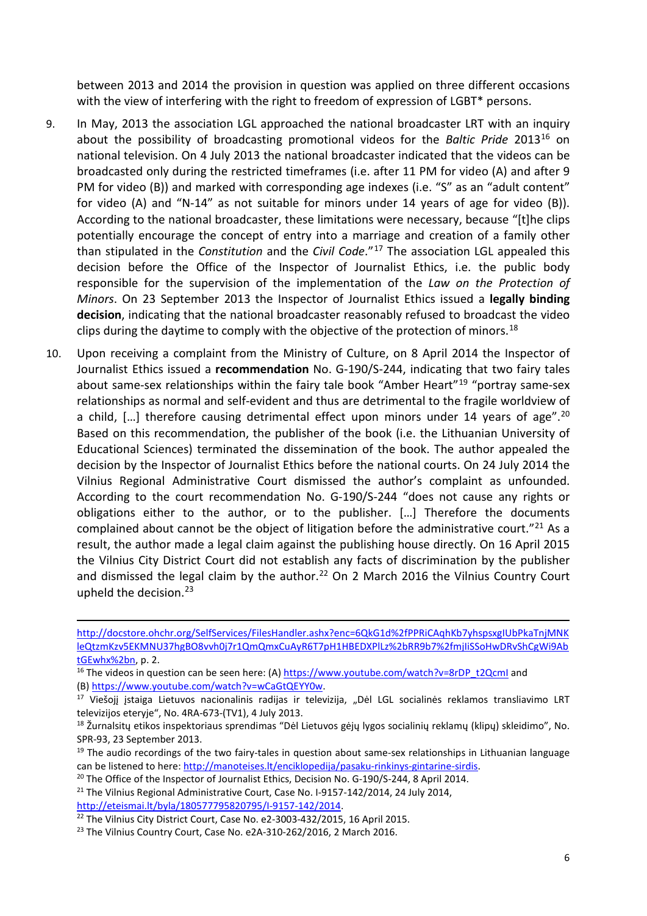between 2013 and 2014 the provision in question was applied on three different occasions with the view of interfering with the right to freedom of expression of LGBT* persons.

9. In May, 2013 the association LGL approached the national broadcaster LRT with an inquiry about the possibility of broadcasting promotional videos for the *Baltic Pride* 2013[16] on national television. On 4 July 2013 the national broadcaster indicated that the videos can be broadcasted only during the restricted timeframes (i.e. after 11 PM for video (A) and after 9 PM for video (B)) and marked with corresponding age indexes (i.e. "S" as an "adult content" for video (A) and "N-14" as not suitable for minors under 14 years of age for video (B)). According to the national broadcaster, these limitations were necessary, because "[t]he clips potentially encourage the concept of entry into a marriage and creation of a family other than stipulated in the *Constitution* and the *Civil Code*."[17] The association LGL appealed this decision before the Office of the Inspector of Journalist Ethics, i.e. the public body responsible for the supervision of the implementation of the *Law on the Protection of Minors*. On 23 September 2013 the Inspector of Journalist Ethics issued a **legally binding decision**, indicating that the national broadcaster reasonably refused to broadcast the video clips during the daytime to comply with the objective of the protection of minors.[18]

10. Upon receiving a complaint from the Ministry of Culture, on 8 April 2014 the Inspector of Journalist Ethics issued a **recommendation** No. G-190/S-244, indicating that two fairy tales about same-sex relationships within the fairy tale book "Amber Heart"[19] "portray same-sex relationships as normal and self-evident and thus are detrimental to the fragile worldview of a child, […] therefore causing detrimental effect upon minors under 14 years of age".[20] Based on this recommendation, the publisher of the book (i.e. the Lithuanian University of Educational Sciences) terminated the dissemination of the book. The author appealed the decision by the Inspector of Journalist Ethics before the national courts. On 24 July 2014 the Vilnius Regional Administrative Court dismissed the author's complaint as unfounded. According to the court recommendation No. G-190/S-244 "does not cause any rights or obligations either to the author, or to the publisher. […] Therefore the documents complained about cannot be the object of litigation before the administrative court."[21] As a result, the author made a legal claim against the publishing house directly. On 16 April 2015 the Vilnius City District Court did not establish any facts of discrimination by the publisher and dismissed the legal claim by the author.[22] On 2 March 2016 the Vilnius Country Court upheld the decision.[23]

---

http://docstore.ohchr.org/SelfServices/FilesHandler.ashx?enc=6QkG1d%2fPPRiCAqhKb7yhspsxgIUbPkaTnjMNKleQtzmKzv5EKMNU37hgBO8vvh0j7r1QmQmxCuAyR6T7pH1HBEDXPlLz%2bRR9b7%2fmjIiSSoHwDRvShCgWi9AbtGEwhx%2bn, p. 2.

[16] The videos in question can be seen here: (A) https://www.youtube.com/watch?v=8rDP_t2QcmI and (B) https://www.youtube.com/watch?v=wCaGtQEYY0w.

[17] Viešoji įstaiga Lietuvos nacionalinis radijas ir televizija, „Dėl LGL socialinės reklamos transliavimo LRT televizijos eteryje", No. 4RA-673-(TV1), 4 July 2013.

[18] Žurnalistų etikos inspektoriaus sprendimas "Dėl Lietuvos gėjų lygos socialinių reklamų (klipų) skleidimo", No. SPR-93, 23 September 2013.

[19] The audio recordings of the two fairy-tales in question about same-sex relationships in Lithuanian language can be listened to here: http://manoteises.lt/enciklopedija/pasaku-rinkinys-gintarine-sirdis.

[20] The Office of the Inspector of Journalist Ethics, Decision No. G-190/S-244, 8 April 2014.

[21] The Vilnius Regional Administrative Court, Case No. I-9157-142/2014, 24 July 2014, http://eteismai.lt/byla/180577795820795/I-9157-142/2014.

[22] The Vilnius City District Court, Case No. e2-3003-432/2015, 16 April 2015.

[23] The Vilnius Country Court, Case No. e2A-310-262/2016, 2 March 2016.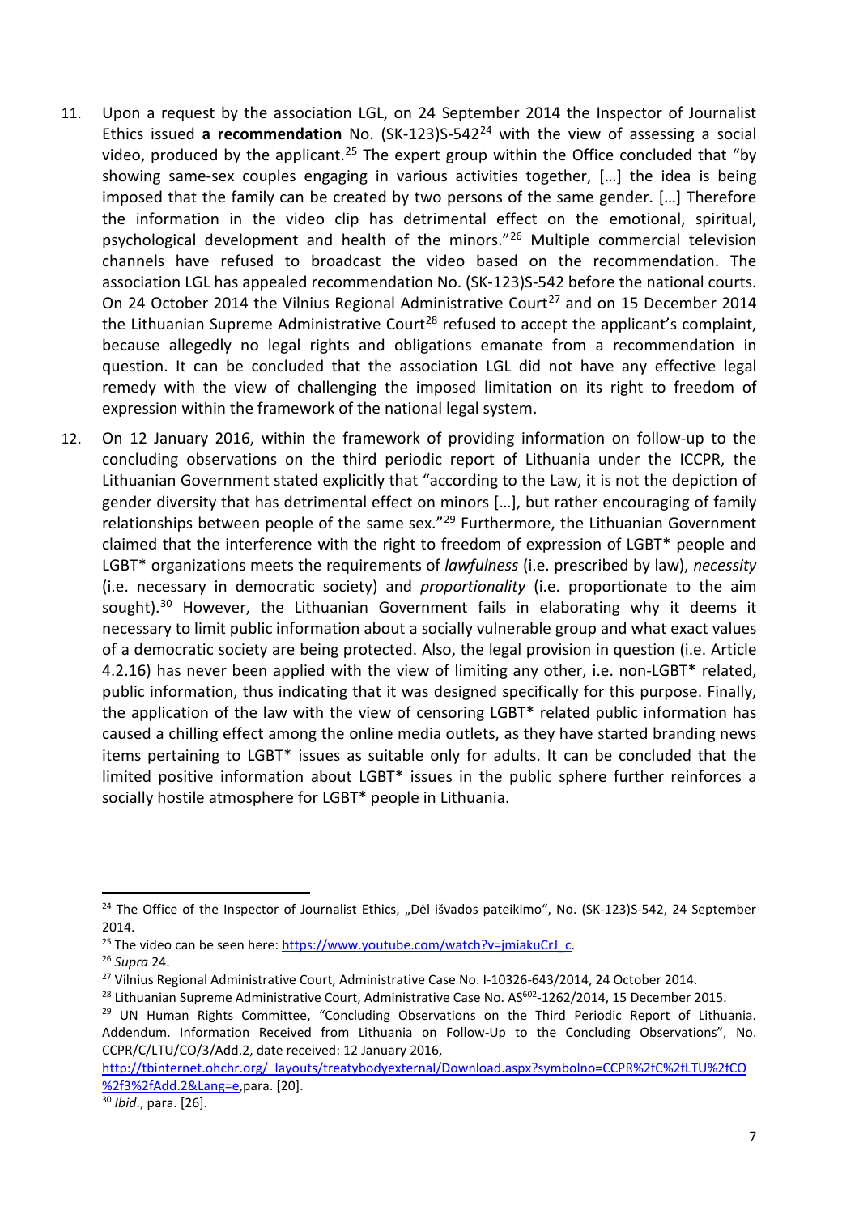11. Upon a request by the association LGL, on 24 September 2014 the Inspector of Journalist Ethics issued **a recommendation** No. (SK-123)S-542[24] with the view of assessing a social video, produced by the applicant.[25] The expert group within the Office concluded that "by showing same-sex couples engaging in various activities together, […] the idea is being imposed that the family can be created by two persons of the same gender. […] Therefore the information in the video clip has detrimental effect on the emotional, spiritual, psychological development and health of the minors."[26] Multiple commercial television channels have refused to broadcast the video based on the recommendation. The association LGL has appealed recommendation No. (SK-123)S-542 before the national courts. On 24 October 2014 the Vilnius Regional Administrative Court[27] and on 15 December 2014 the Lithuanian Supreme Administrative Court[28] refused to accept the applicant's complaint, because allegedly no legal rights and obligations emanate from a recommendation in question. It can be concluded that the association LGL did not have any effective legal remedy with the view of challenging the imposed limitation on its right to freedom of expression within the framework of the national legal system.

12. On 12 January 2016, within the framework of providing information on follow-up to the concluding observations on the third periodic report of Lithuania under the ICCPR, the Lithuanian Government stated explicitly that "according to the Law, it is not the depiction of gender diversity that has detrimental effect on minors […], but rather encouraging of family relationships between people of the same sex."[29] Furthermore, the Lithuanian Government claimed that the interference with the right to freedom of expression of LGBT* people and LGBT* organizations meets the requirements of *lawfulness* (i.e. prescribed by law), *necessity* (i.e. necessary in democratic society) and *proportionality* (i.e. proportionate to the aim sought).[30] However, the Lithuanian Government fails in elaborating why it deems it necessary to limit public information about a socially vulnerable group and what exact values of a democratic society are being protected. Also, the legal provision in question (i.e. Article 4.2.16) has never been applied with the view of limiting any other, i.e. non-LGBT* related, public information, thus indicating that it was designed specifically for this purpose. Finally, the application of the law with the view of censoring LGBT* related public information has caused a chilling effect among the online media outlets, as they have started branding news items pertaining to LGBT* issues as suitable only for adults. It can be concluded that the limited positive information about LGBT* issues in the public sphere further reinforces a socially hostile atmosphere for LGBT* people in Lithuania.

---

[24] The Office of the Inspector of Journalist Ethics, „Dėl išvados pateikimo", No. (SK-123)S-542, 24 September 2014.

[25] The video can be seen here: https://www.youtube.com/watch?v=jmiakuCrJ_c.

[26] *Supra* 24.

[27] Vilnius Regional Administrative Court, Administrative Case No. I-10326-643/2014, 24 October 2014.

[28] Lithuanian Supreme Administrative Court, Administrative Case No. AS[602]-1262/2014, 15 December 2015.

[29] UN Human Rights Committee, "Concluding Observations on the Third Periodic Report of Lithuania. Addendum. Information Received from Lithuania on Follow-Up to the Concluding Observations", No. CCPR/C/LTU/CO/3/Add.2, date received: 12 January 2016, http://tbinternet.ohchr.org/_layouts/treatybodyexternal/Download.aspx?symbolno=CCPR%2fC%2fLTU%2fCO%2f3%2fAdd.2&Lang=e,para. [20].

[30] *Ibid*., para. [26].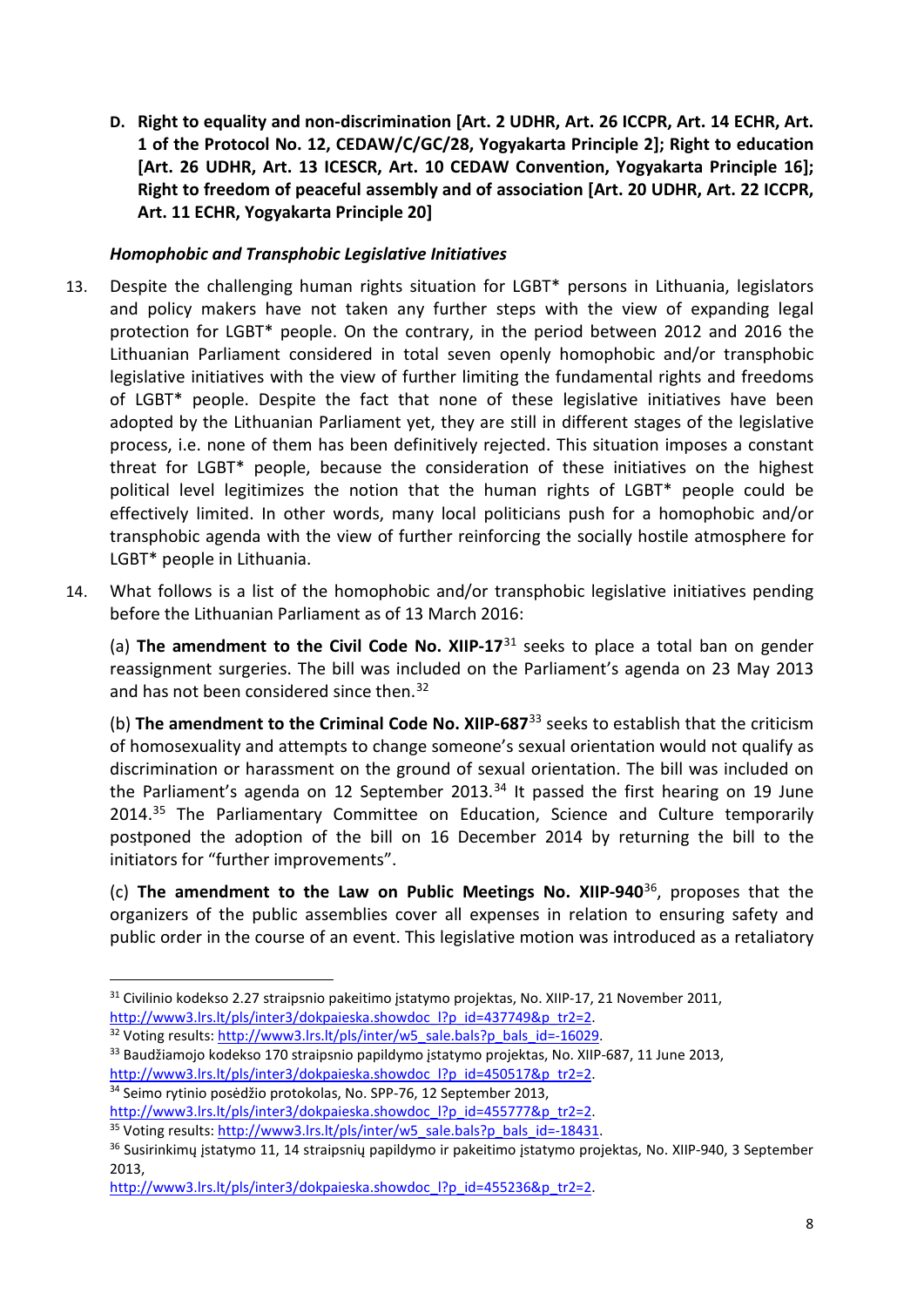**D. Right to equality and non-discrimination [Art. 2 UDHR, Art. 26 ICCPR, Art. 14 ECHR, Art. 1 of the Protocol No. 12, CEDAW/C/GC/28, Yogyakarta Principle 2]; Right to education [Art. 26 UDHR, Art. 13 ICESCR, Art. 10 CEDAW Convention, Yogyakarta Principle 16]; Right to freedom of peaceful assembly and of association [Art. 20 UDHR, Art. 22 ICCPR, Art. 11 ECHR, Yogyakarta Principle 20]**

***Homophobic and Transphobic Legislative Initiatives***

13. Despite the challenging human rights situation for LGBT* persons in Lithuania, legislators and policy makers have not taken any further steps with the view of expanding legal protection for LGBT* people. On the contrary, in the period between 2012 and 2016 the Lithuanian Parliament considered in total seven openly homophobic and/or transphobic legislative initiatives with the view of further limiting the fundamental rights and freedoms of LGBT* people. Despite the fact that none of these legislative initiatives have been adopted by the Lithuanian Parliament yet, they are still in different stages of the legislative process, i.e. none of them has been definitively rejected. This situation imposes a constant threat for LGBT* people, because the consideration of these initiatives on the highest political level legitimizes the notion that the human rights of LGBT* people could be effectively limited. In other words, many local politicians push for a homophobic and/or transphobic agenda with the view of further reinforcing the socially hostile atmosphere for LGBT* people in Lithuania.

14. What follows is a list of the homophobic and/or transphobic legislative initiatives pending before the Lithuanian Parliament as of 13 March 2016:

(a) **The amendment to the Civil Code No. XIIP-17**[31] seeks to place a total ban on gender reassignment surgeries. The bill was included on the Parliament's agenda on 23 May 2013 and has not been considered since then.[32]

(b) **The amendment to the Criminal Code No. XIIP-687**[33] seeks to establish that the criticism of homosexuality and attempts to change someone's sexual orientation would not qualify as discrimination or harassment on the ground of sexual orientation. The bill was included on the Parliament's agenda on 12 September 2013.[34] It passed the first hearing on 19 June 2014.[35] The Parliamentary Committee on Education, Science and Culture temporarily postponed the adoption of the bill on 16 December 2014 by returning the bill to the initiators for "further improvements".

(c) **The amendment to the Law on Public Meetings No. XIIP-940**[36], proposes that the organizers of the public assemblies cover all expenses in relation to ensuring safety and public order in the course of an event. This legislative motion was introduced as a retaliatory

---

[31] Civilinio kodekso 2.27 straipsnio pakeitimo įstatymo projektas, No. XIIP-17, 21 November 2011, http://www3.lrs.lt/pls/inter3/dokpaieska.showdoc_l?p_id=437749&p_tr2=2.

[32] Voting results: http://www3.lrs.lt/pls/inter/w5_sale.bals?p_bals_id=-16029.

[33] Baudžiamojo kodekso 170 straipsnio papildymo įstatymo projektas, No. XIIP-687, 11 June 2013, http://www3.lrs.lt/pls/inter3/dokpaieska.showdoc_l?p_id=450517&p_tr2=2.

[34] Seimo rytinio posėdžio protokolas, No. SPP-76, 12 September 2013, http://www3.lrs.lt/pls/inter3/dokpaieska.showdoc_l?p_id=455777&p_tr2=2.

[35] Voting results: http://www3.lrs.lt/pls/inter/w5_sale.bals?p_bals_id=-18431.

[36] Susirinkimų įstatymo 11, 14 straipsnių papildymo ir pakeitimo įstatymo projektas, No. XIIP-940, 3 September 2013, http://www3.lrs.lt/pls/inter3/dokpaieska.showdoc_l?p_id=455236&p_tr2=2.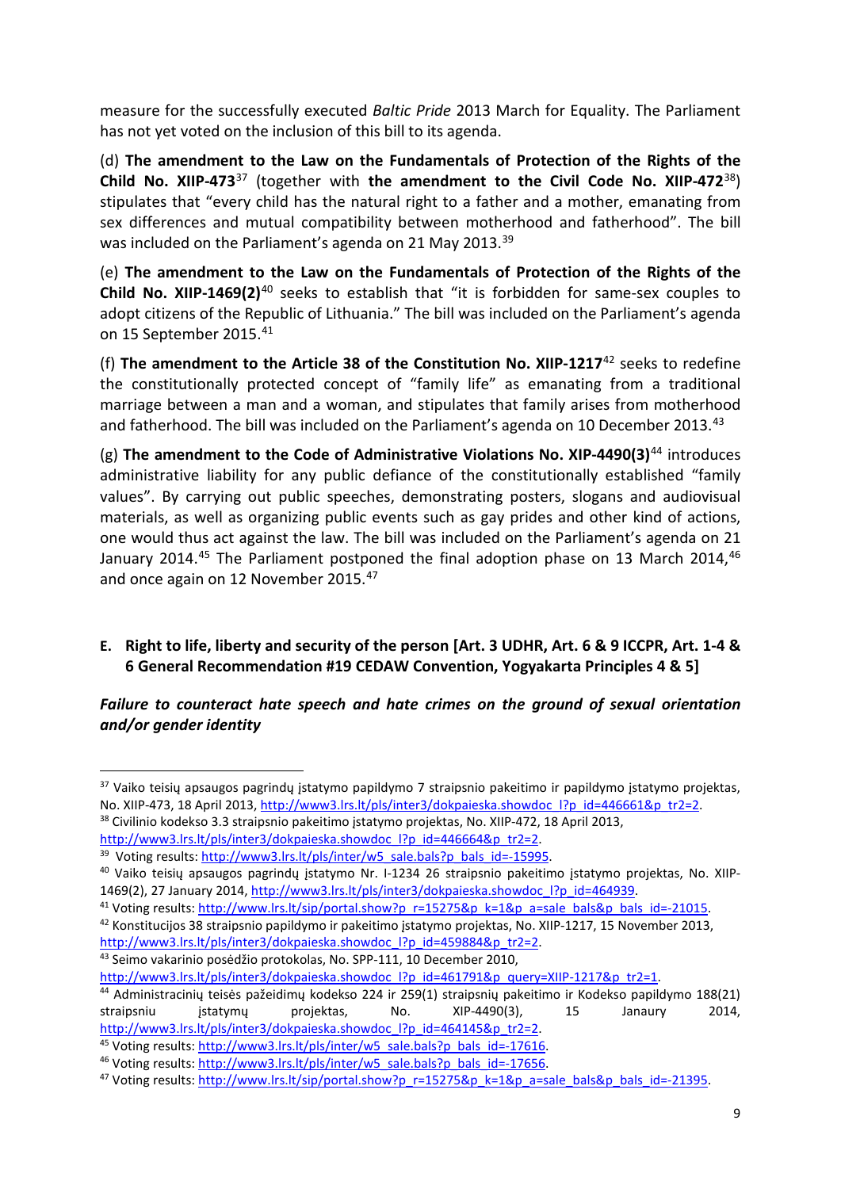measure for the successfully executed *Baltic Pride* 2013 March for Equality. The Parliament has not yet voted on the inclusion of this bill to its agenda.

(d) **The amendment to the Law on the Fundamentals of Protection of the Rights of the Child No. XIIP-473**[37] (together with **the amendment to the Civil Code No. XIIP-472**[38]) stipulates that "every child has the natural right to a father and a mother, emanating from sex differences and mutual compatibility between motherhood and fatherhood". The bill was included on the Parliament's agenda on 21 May 2013.[39]

(e) **The amendment to the Law on the Fundamentals of Protection of the Rights of the Child No. XIIP-1469(2)**[40] seeks to establish that "it is forbidden for same-sex couples to adopt citizens of the Republic of Lithuania." The bill was included on the Parliament's agenda on 15 September 2015.[41]

(f) **The amendment to the Article 38 of the Constitution No. XIIP-1217**[42] seeks to redefine the constitutionally protected concept of "family life" as emanating from a traditional marriage between a man and a woman, and stipulates that family arises from motherhood and fatherhood. The bill was included on the Parliament's agenda on 10 December 2013.[43]

(g) **The amendment to the Code of Administrative Violations No. XIP-4490(3)**[44] introduces administrative liability for any public defiance of the constitutionally established "family values". By carrying out public speeches, demonstrating posters, slogans and audiovisual materials, as well as organizing public events such as gay prides and other kind of actions, one would thus act against the law. The bill was included on the Parliament's agenda on 21 January 2014.[45] The Parliament postponed the final adoption phase on 13 March 2014,[46] and once again on 12 November 2015.[47]

## E. Right to life, liberty and security of the person [Art. 3 UDHR, Art. 6 & 9 ICCPR, Art. 1-4 & 6 General Recommendation #19 CEDAW Convention, Yogyakarta Principles 4 & 5]

***Failure to counteract hate speech and hate crimes on the ground of sexual orientation and/or gender identity***

---

[37] Vaiko teisių apsaugos pagrindų įstatymo papildymo 7 straipsnio pakeitimo ir papildymo įstatymo projektas, No. XIIP-473, 18 April 2013, http://www3.lrs.lt/pls/inter3/dokpaieska.showdoc_l?p_id=446661&p_tr2=2.

[38] Civilinio kodekso 3.3 straipsnio pakeitimo įstatymo projektas, No. XIIP-472, 18 April 2013, http://www3.lrs.lt/pls/inter3/dokpaieska.showdoc_l?p_id=446664&p_tr2=2.

[39] Voting results: http://www3.lrs.lt/pls/inter/w5_sale.bals?p_bals_id=-15995.

[40] Vaiko teisių apsaugos pagrindų įstatymo Nr. I-1234 26 straipsnio pakeitimo įstatymo projektas, No. XIIP-1469(2), 27 January 2014, http://www3.lrs.lt/pls/inter3/dokpaieska.showdoc_l?p_id=464939.

[41] Voting results: http://www.lrs.lt/sip/portal.show?p_r=15275&p_k=1&p_a=sale_bals&p_bals_id=-21015.

[42] Konstitucijos 38 straipsnio papildymo ir pakeitimo įstatymo projektas, No. XIIP-1217, 15 November 2013, http://www3.lrs.lt/pls/inter3/dokpaieska.showdoc_l?p_id=459884&p_tr2=2.

[43] Seimo vakarinio posėdžio protokolas, No. SPP-111, 10 December 2010, http://www3.lrs.lt/pls/inter3/dokpaieska.showdoc_l?p_id=461791&p_query=XIIP-1217&p_tr2=1.

[44] Administracinių teisės pažeidimų kodekso 224 ir 259(1) straipsnių pakeitimo ir Kodekso papildymo 188(21) straipsniu įstatymų projektas, No. XIP-4490(3), 15 Janaury 2014, http://www3.lrs.lt/pls/inter3/dokpaieska.showdoc_l?p_id=464145&p_tr2=2.

[45] Voting results: http://www3.lrs.lt/pls/inter/w5_sale.bals?p_bals_id=-17616.

[46] Voting results: http://www3.lrs.lt/pls/inter/w5_sale.bals?p_bals_id=-17656.

[47] Voting results: http://www.lrs.lt/sip/portal.show?p_r=15275&p_k=1&p_a=sale_bals&p_bals_id=-21395.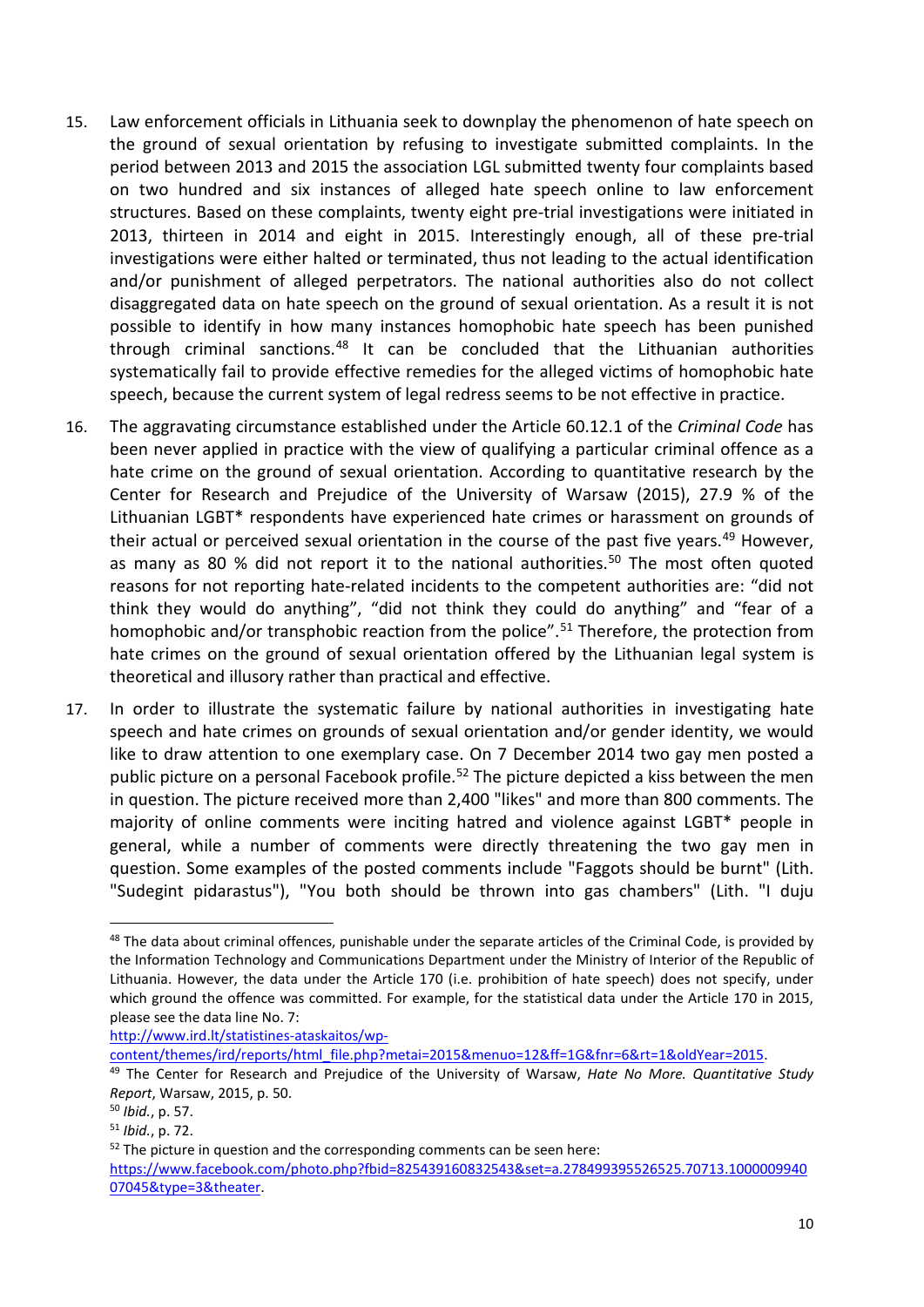15. Law enforcement officials in Lithuania seek to downplay the phenomenon of hate speech on the ground of sexual orientation by refusing to investigate submitted complaints. In the period between 2013 and 2015 the association LGL submitted twenty four complaints based on two hundred and six instances of alleged hate speech online to law enforcement structures. Based on these complaints, twenty eight pre-trial investigations were initiated in 2013, thirteen in 2014 and eight in 2015. Interestingly enough, all of these pre-trial investigations were either halted or terminated, thus not leading to the actual identification and/or punishment of alleged perpetrators. The national authorities also do not collect disaggregated data on hate speech on the ground of sexual orientation. As a result it is not possible to identify in how many instances homophobic hate speech has been punished through criminal sanctions.[48] It can be concluded that the Lithuanian authorities systematically fail to provide effective remedies for the alleged victims of homophobic hate speech, because the current system of legal redress seems to be not effective in practice.

16. The aggravating circumstance established under the Article 60.12.1 of the *Criminal Code* has been never applied in practice with the view of qualifying a particular criminal offence as a hate crime on the ground of sexual orientation. According to quantitative research by the Center for Research and Prejudice of the University of Warsaw (2015), 27.9 % of the Lithuanian LGBT* respondents have experienced hate crimes or harassment on grounds of their actual or perceived sexual orientation in the course of the past five years.[49] However, as many as 80 % did not report it to the national authorities.[50] The most often quoted reasons for not reporting hate-related incidents to the competent authorities are: "did not think they would do anything", "did not think they could do anything" and "fear of a homophobic and/or transphobic reaction from the police".[51] Therefore, the protection from hate crimes on the ground of sexual orientation offered by the Lithuanian legal system is theoretical and illusory rather than practical and effective.

17. In order to illustrate the systematic failure by national authorities in investigating hate speech and hate crimes on grounds of sexual orientation and/or gender identity, we would like to draw attention to one exemplary case. On 7 December 2014 two gay men posted a public picture on a personal Facebook profile.[52] The picture depicted a kiss between the men in question. The picture received more than 2,400 "likes" and more than 800 comments. The majority of online comments were inciting hatred and violence against LGBT* people in general, while a number of comments were directly threatening the two gay men in question. Some examples of the posted comments include "Faggots should be burnt" (Lith. "Sudegint pidarastus"), "You both should be thrown into gas chambers" (Lith. "I duju

---

[48] The data about criminal offences, punishable under the separate articles of the Criminal Code, is provided by the Information Technology and Communications Department under the Ministry of Interior of the Republic of Lithuania. However, the data under the Article 170 (i.e. prohibition of hate speech) does not specify, under which ground the offence was committed. For example, for the statistical data under the Article 170 in 2015, please see the data line No. 7: http://www.ird.lt/statistines-ataskaitos/wp-content/themes/ird/reports/html_file.php?metai=2015&menuo=12&ff=1G&fnr=6&rt=1&oldYear=2015.

[49] The Center for Research and Prejudice of the University of Warsaw, *Hate No More. Quantitative Study Report*, Warsaw, 2015, p. 50.

[50] *Ibid.*, p. 57.

[51] *Ibid.*, p. 72.

[52] The picture in question and the corresponding comments can be seen here: https://www.facebook.com/photo.php?fbid=825439160832543&set=a.278499395526525.70713.100000994007045&type=3&theater.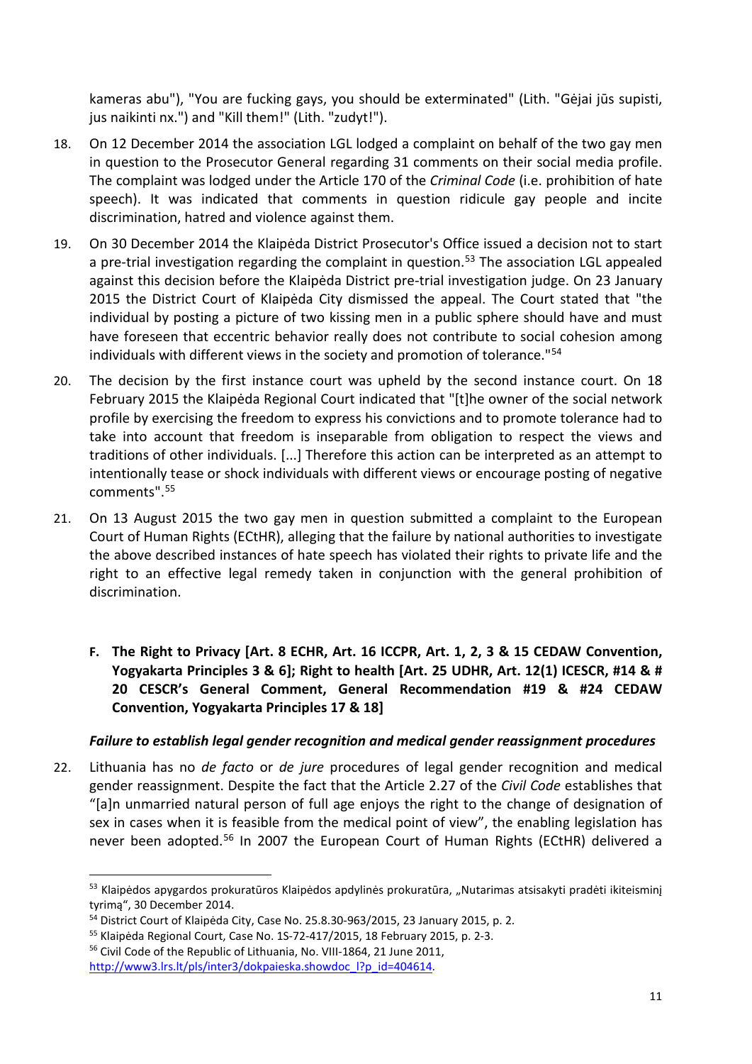kameras abu"), "You are fucking gays, you should be exterminated" (Lith. "Gėjai jūs supisti, jus naikinti nx.") and "Kill them!" (Lith. "zudyt!").

18. On 12 December 2014 the association LGL lodged a complaint on behalf of the two gay men in question to the Prosecutor General regarding 31 comments on their social media profile. The complaint was lodged under the Article 170 of the *Criminal Code* (i.e. prohibition of hate speech). It was indicated that comments in question ridicule gay people and incite discrimination, hatred and violence against them.

19. On 30 December 2014 the Klaipėda District Prosecutor's Office issued a decision not to start a pre-trial investigation regarding the complaint in question.[53] The association LGL appealed against this decision before the Klaipėda District pre-trial investigation judge. On 23 January 2015 the District Court of Klaipėda City dismissed the appeal. The Court stated that "the individual by posting a picture of two kissing men in a public sphere should have and must have foreseen that eccentric behavior really does not contribute to social cohesion among individuals with different views in the society and promotion of tolerance."[54]

20. The decision by the first instance court was upheld by the second instance court. On 18 February 2015 the Klaipėda Regional Court indicated that "[t]he owner of the social network profile by exercising the freedom to express his convictions and to promote tolerance had to take into account that freedom is inseparable from obligation to respect the views and traditions of other individuals. [...] Therefore this action can be interpreted as an attempt to intentionally tease or shock individuals with different views or encourage posting of negative comments".[55]

21. On 13 August 2015 the two gay men in question submitted a complaint to the European Court of Human Rights (ECtHR), alleging that the failure by national authorities to investigate the above described instances of hate speech has violated their rights to private life and the right to an effective legal remedy taken in conjunction with the general prohibition of discrimination.

### F. The Right to Privacy [Art. 8 ECHR, Art. 16 ICCPR, Art. 1, 2, 3 & 15 CEDAW Convention, Yogyakarta Principles 3 & 6]; Right to health [Art. 25 UDHR, Art. 12(1) ICESCR, #14 & # 20 CESCR's General Comment, General Recommendation #19 & #24 CEDAW Convention, Yogyakarta Principles 17 & 18]

#### *Failure to establish legal gender recognition and medical gender reassignment procedures*

22. Lithuania has no *de facto* or *de jure* procedures of legal gender recognition and medical gender reassignment. Despite the fact that the Article 2.27 of the *Civil Code* establishes that "[a]n unmarried natural person of full age enjoys the right to the change of designation of sex in cases when it is feasible from the medical point of view", the enabling legislation has never been adopted.[56] In 2007 the European Court of Human Rights (ECtHR) delivered a

---

[53] Klaipėdos apygardos prokuratūros Klaipėdos apdylinės prokuratūra, „Nutarimas atsisakyti pradėti ikiteisminį tyrimą", 30 December 2014.

[54] District Court of Klaipėda City, Case No. 25.8.30-963/2015, 23 January 2015, p. 2.

[55] Klaipėda Regional Court, Case No. 1S-72-417/2015, 18 February 2015, p. 2-3.

[56] Civil Code of the Republic of Lithuania, No. VIII-1864, 21 June 2011, http://www3.lrs.lt/pls/inter3/dokpaieska.showdoc_l?p_id=404614.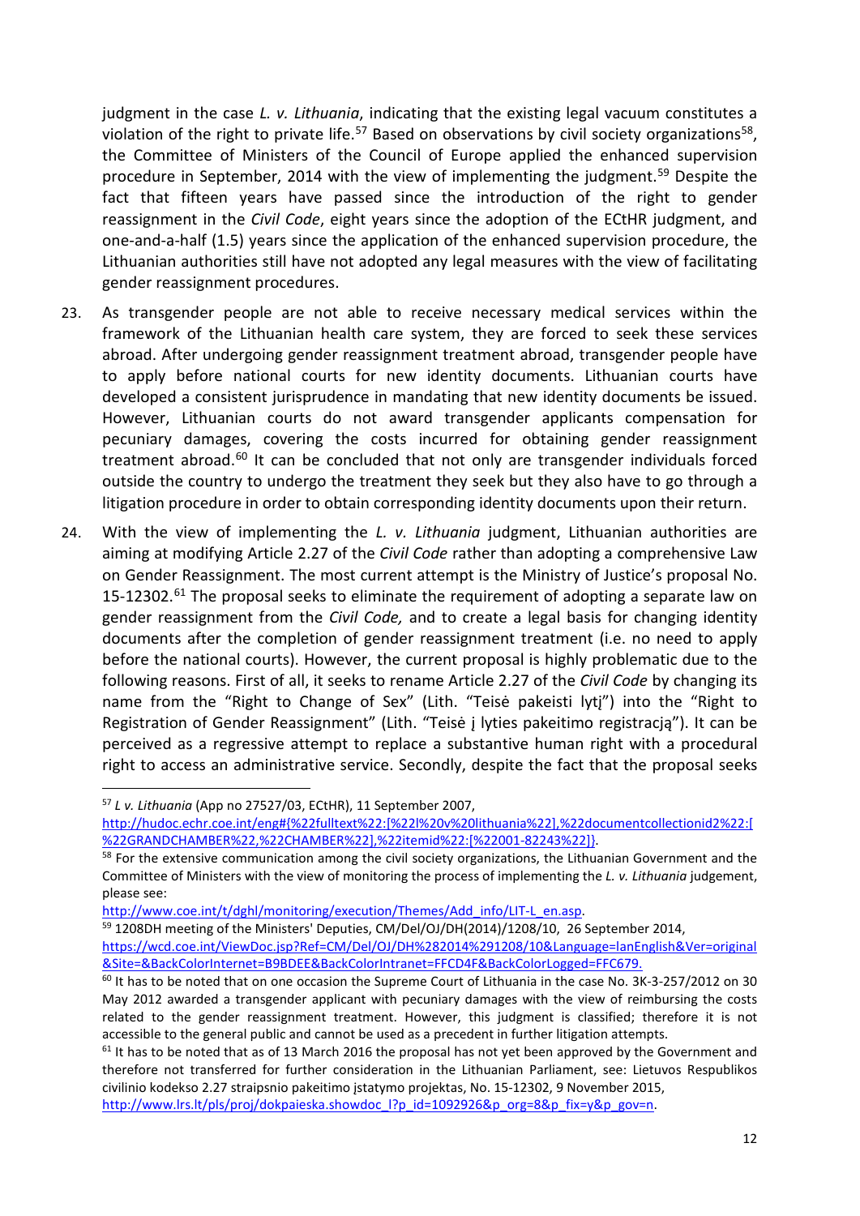judgment in the case *L. v. Lithuania*, indicating that the existing legal vacuum constitutes a violation of the right to private life.[57] Based on observations by civil society organizations[58], the Committee of Ministers of the Council of Europe applied the enhanced supervision procedure in September, 2014 with the view of implementing the judgment.[59] Despite the fact that fifteen years have passed since the introduction of the right to gender reassignment in the *Civil Code*, eight years since the adoption of the ECtHR judgment, and one-and-a-half (1.5) years since the application of the enhanced supervision procedure, the Lithuanian authorities still have not adopted any legal measures with the view of facilitating gender reassignment procedures.

23. As transgender people are not able to receive necessary medical services within the framework of the Lithuanian health care system, they are forced to seek these services abroad. After undergoing gender reassignment treatment abroad, transgender people have to apply before national courts for new identity documents. Lithuanian courts have developed a consistent jurisprudence in mandating that new identity documents be issued. However, Lithuanian courts do not award transgender applicants compensation for pecuniary damages, covering the costs incurred for obtaining gender reassignment treatment abroad.[60] It can be concluded that not only are transgender individuals forced outside the country to undergo the treatment they seek but they also have to go through a litigation procedure in order to obtain corresponding identity documents upon their return.

24. With the view of implementing the *L. v. Lithuania* judgment, Lithuanian authorities are aiming at modifying Article 2.27 of the *Civil Code* rather than adopting a comprehensive Law on Gender Reassignment. The most current attempt is the Ministry of Justice's proposal No. 15-12302.[61] The proposal seeks to eliminate the requirement of adopting a separate law on gender reassignment from the *Civil Code,* and to create a legal basis for changing identity documents after the completion of gender reassignment treatment (i.e. no need to apply before the national courts). However, the current proposal is highly problematic due to the following reasons. First of all, it seeks to rename Article 2.27 of the *Civil Code* by changing its name from the "Right to Change of Sex" (Lith. "Teisė pakeisti lytį") into the "Right to Registration of Gender Reassignment" (Lith. "Teisė į lyties pakeitimo registraciją"). It can be perceived as a regressive attempt to replace a substantive human right with a procedural right to access an administrative service. Secondly, despite the fact that the proposal seeks

---

[57] *L v. Lithuania* (App no 27527/03, ECtHR), 11 September 2007, http://hudoc.echr.coe.int/eng#{%22fulltext%22:[%22l%20v%20lithuania%22],%22documentcollectionid2%22:[%22GRANDCHAMBER%22,%22CHAMBER%22],%22itemid%22:[%22001-82243%22]}.

[58] For the extensive communication among the civil society organizations, the Lithuanian Government and the Committee of Ministers with the view of monitoring the process of implementing the *L. v. Lithuania* judgement, please see: http://www.coe.int/t/dghl/monitoring/execution/Themes/Add_info/LIT-L_en.asp.

[59] 1208DH meeting of the Ministers' Deputies, CM/Del/OJ/DH(2014)1208/10, 26 September 2014, https://wcd.coe.int/ViewDoc.jsp?Ref=CM/Del/OJ/DH%282014%291208/10&Language=lanEnglish&Ver=original&Site=&BackColorInternet=B9BDEE&BackColorIntranet=FFCD4F&BackColorLogged=FFC679.

[60] It has to be noted that on one occasion the Supreme Court of Lithuania in the case No. 3K-3-257/2012 on 30 May 2012 awarded a transgender applicant with pecuniary damages with the view of reimbursing the costs related to the gender reassignment treatment. However, this judgment is classified; therefore it is not accessible to the general public and cannot be used as a precedent in further litigation attempts.

[61] It has to be noted that as of 13 March 2016 the proposal has not yet been approved by the Government and therefore not transferred for further consideration in the Lithuanian Parliament, see: Lietuvos Respublikos civilinio kodekso 2.27 straipsnio pakeitimo įstatymo projektas, No. 15-12302, 9 November 2015, http://www.lrs.lt/pls/proj/dokpaieska.showdoc_l?p_id=1092926&p_org=8&p_fix=y&p_gov=n.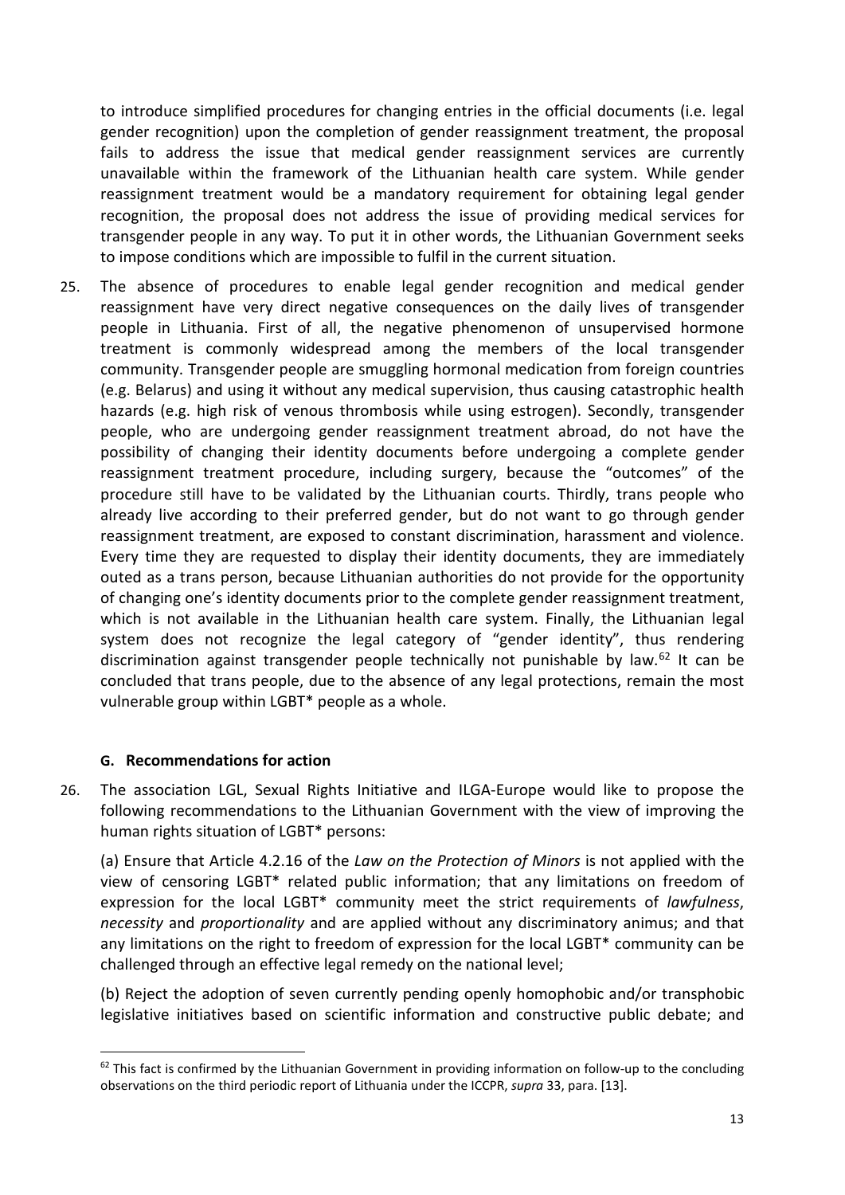to introduce simplified procedures for changing entries in the official documents (i.e. legal gender recognition) upon the completion of gender reassignment treatment, the proposal fails to address the issue that medical gender reassignment services are currently unavailable within the framework of the Lithuanian health care system. While gender reassignment treatment would be a mandatory requirement for obtaining legal gender recognition, the proposal does not address the issue of providing medical services for transgender people in any way. To put it in other words, the Lithuanian Government seeks to impose conditions which are impossible to fulfil in the current situation.

25. The absence of procedures to enable legal gender recognition and medical gender reassignment have very direct negative consequences on the daily lives of transgender people in Lithuania. First of all, the negative phenomenon of unsupervised hormone treatment is commonly widespread among the members of the local transgender community. Transgender people are smuggling hormonal medication from foreign countries (e.g. Belarus) and using it without any medical supervision, thus causing catastrophic health hazards (e.g. high risk of venous thrombosis while using estrogen). Secondly, transgender people, who are undergoing gender reassignment treatment abroad, do not have the possibility of changing their identity documents before undergoing a complete gender reassignment treatment procedure, including surgery, because the "outcomes" of the procedure still have to be validated by the Lithuanian courts. Thirdly, trans people who already live according to their preferred gender, but do not want to go through gender reassignment treatment, are exposed to constant discrimination, harassment and violence. Every time they are requested to display their identity documents, they are immediately outed as a trans person, because Lithuanian authorities do not provide for the opportunity of changing one's identity documents prior to the complete gender reassignment treatment, which is not available in the Lithuanian health care system. Finally, the Lithuanian legal system does not recognize the legal category of "gender identity", thus rendering discrimination against transgender people technically not punishable by law.[62] It can be concluded that trans people, due to the absence of any legal protections, remain the most vulnerable group within LGBT* people as a whole.

### G. Recommendations for action

26. The association LGL, Sexual Rights Initiative and ILGA-Europe would like to propose the following recommendations to the Lithuanian Government with the view of improving the human rights situation of LGBT* persons:

(a) Ensure that Article 4.2.16 of the *Law on the Protection of Minors* is not applied with the view of censoring LGBT* related public information; that any limitations on freedom of expression for the local LGBT* community meet the strict requirements of *lawfulness*, *necessity* and *proportionality* and are applied without any discriminatory animus; and that any limitations on the right to freedom of expression for the local LGBT* community can be challenged through an effective legal remedy on the national level;

(b) Reject the adoption of seven currently pending openly homophobic and/or transphobic legislative initiatives based on scientific information and constructive public debate; and

---

[62] This fact is confirmed by the Lithuanian Government in providing information on follow-up to the concluding observations on the third periodic report of Lithuania under the ICCPR, *supra* 33, para. [13].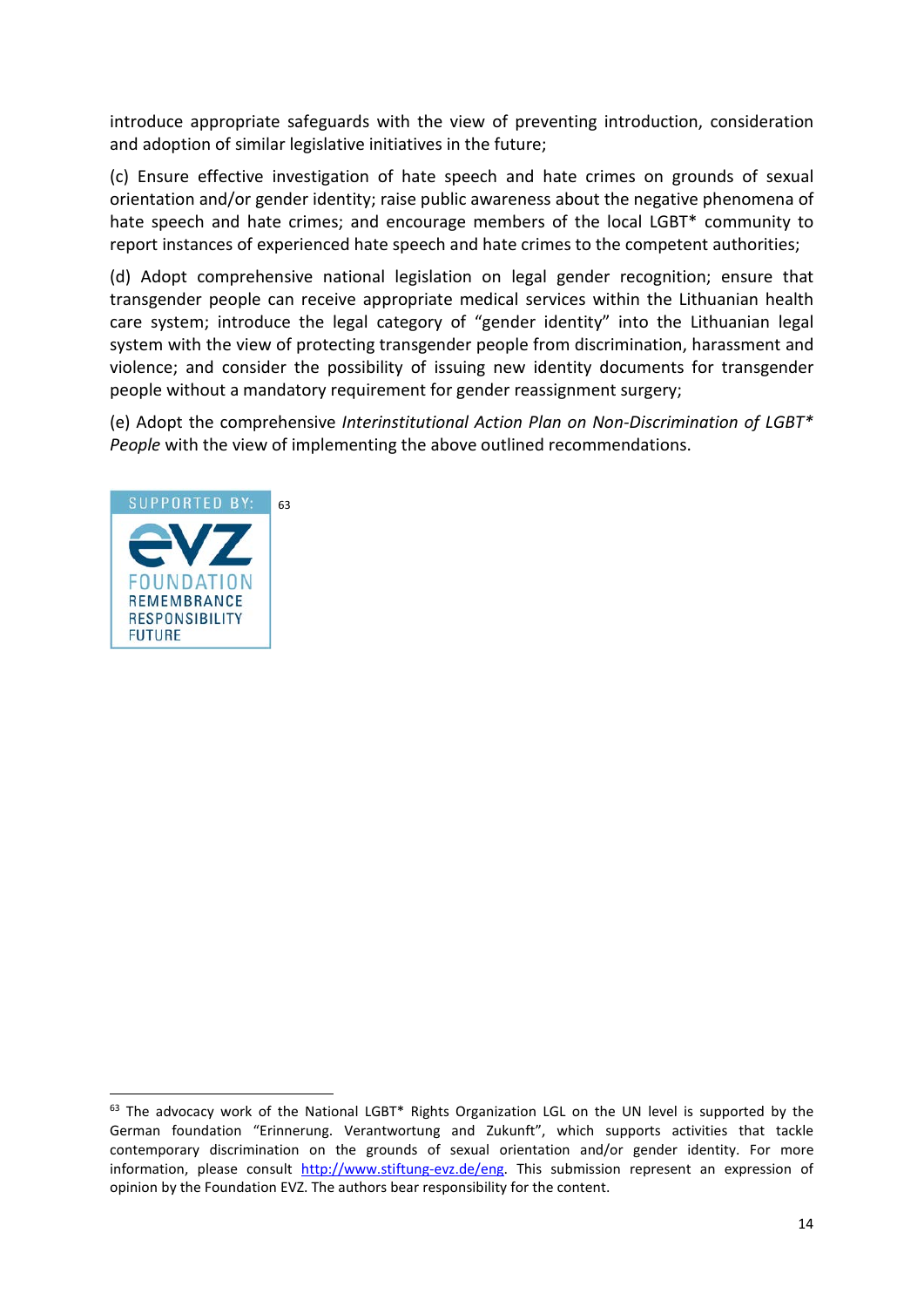introduce appropriate safeguards with the view of preventing introduction, consideration and adoption of similar legislative initiatives in the future;

(c) Ensure effective investigation of hate speech and hate crimes on grounds of sexual orientation and/or gender identity; raise public awareness about the negative phenomena of hate speech and hate crimes; and encourage members of the local LGBT* community to report instances of experienced hate speech and hate crimes to the competent authorities;

(d) Adopt comprehensive national legislation on legal gender recognition; ensure that transgender people can receive appropriate medical services within the Lithuanian health care system; introduce the legal category of "gender identity" into the Lithuanian legal system with the view of protecting transgender people from discrimination, harassment and violence; and consider the possibility of issuing new identity documents for transgender people without a mandatory requirement for gender reassignment surgery;

(e) Adopt the comprehensive *Interinstitutional Action Plan on Non-Discrimination of LGBT* People* with the view of implementing the above outlined recommendations.

SUPPORTED BY: [63]

EVZ FOUNDATION REMEMBRANCE RESPONSIBILITY FUTURE

---

[63] The advocacy work of the National LGBT* Rights Organization LGL on the UN level is supported by the German foundation "Erinnerung. Verantwortung and Zukunft", which supports activities that tackle contemporary discrimination on the grounds of sexual orientation and/or gender identity. For more information, please consult http://www.stiftung-evz.de/eng. This submission represent an expression of opinion by the Foundation EVZ. The authors bear responsibility for the content.